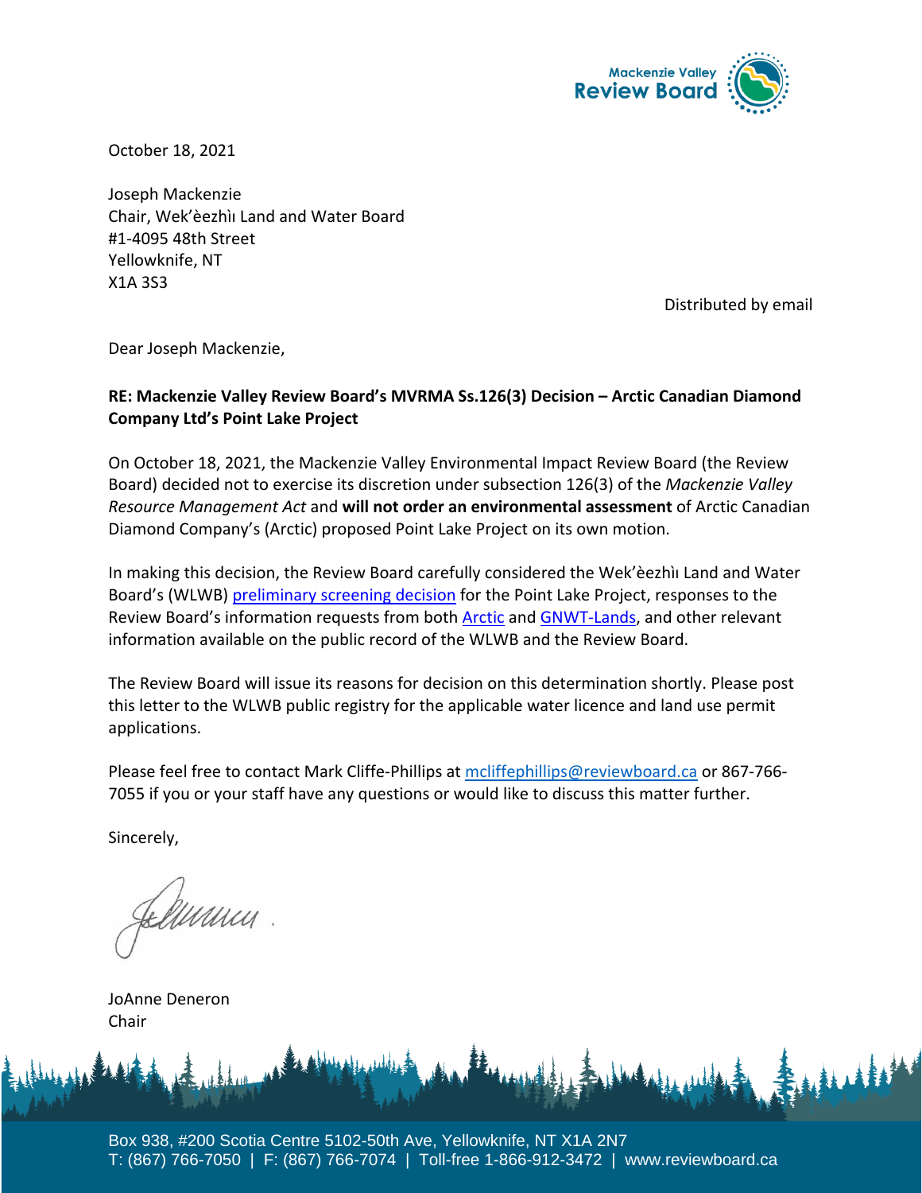Mackenzie Valley Review Board

October 18, 2021

Joseph Mackenzie
Chair, Wek'èezhìı Land and Water Board
#1-4095 48th Street
Yellowknife, NT
X1A 3S3

Distributed by email

Dear Joseph Mackenzie,

**RE: Mackenzie Valley Review Board's MVRMA Ss.126(3) Decision – Arctic Canadian Diamond Company Ltd's Point Lake Project**

On October 18, 2021, the Mackenzie Valley Environmental Impact Review Board (the Review Board) decided not to exercise its discretion under subsection 126(3) of the *Mackenzie Valley Resource Management Act* and **will not order an environmental assessment** of Arctic Canadian Diamond Company's (Arctic) proposed Point Lake Project on its own motion.

In making this decision, the Review Board carefully considered the Wek'èezhìı Land and Water Board's (WLWB) preliminary screening decision for the Point Lake Project, responses to the Review Board's information requests from both Arctic and GNWT-Lands, and other relevant information available on the public record of the WLWB and the Review Board.

The Review Board will issue its reasons for decision on this determination shortly. Please post this letter to the WLWB public registry for the applicable water licence and land use permit applications.

Please feel free to contact Mark Cliffe-Phillips at mcliffephillips@reviewboard.ca or 867-766-7055 if you or your staff have any questions or would like to discuss this matter further.

Sincerely,

JoAnne Deneron
Chair

Box 938, #200 Scotia Centre 5102-50th Ave, Yellowknife, NT X1A 2N7
T: (867) 766-7050 | F: (867) 766-7074 | Toll-free 1-866-912-3472 | www.reviewboard.ca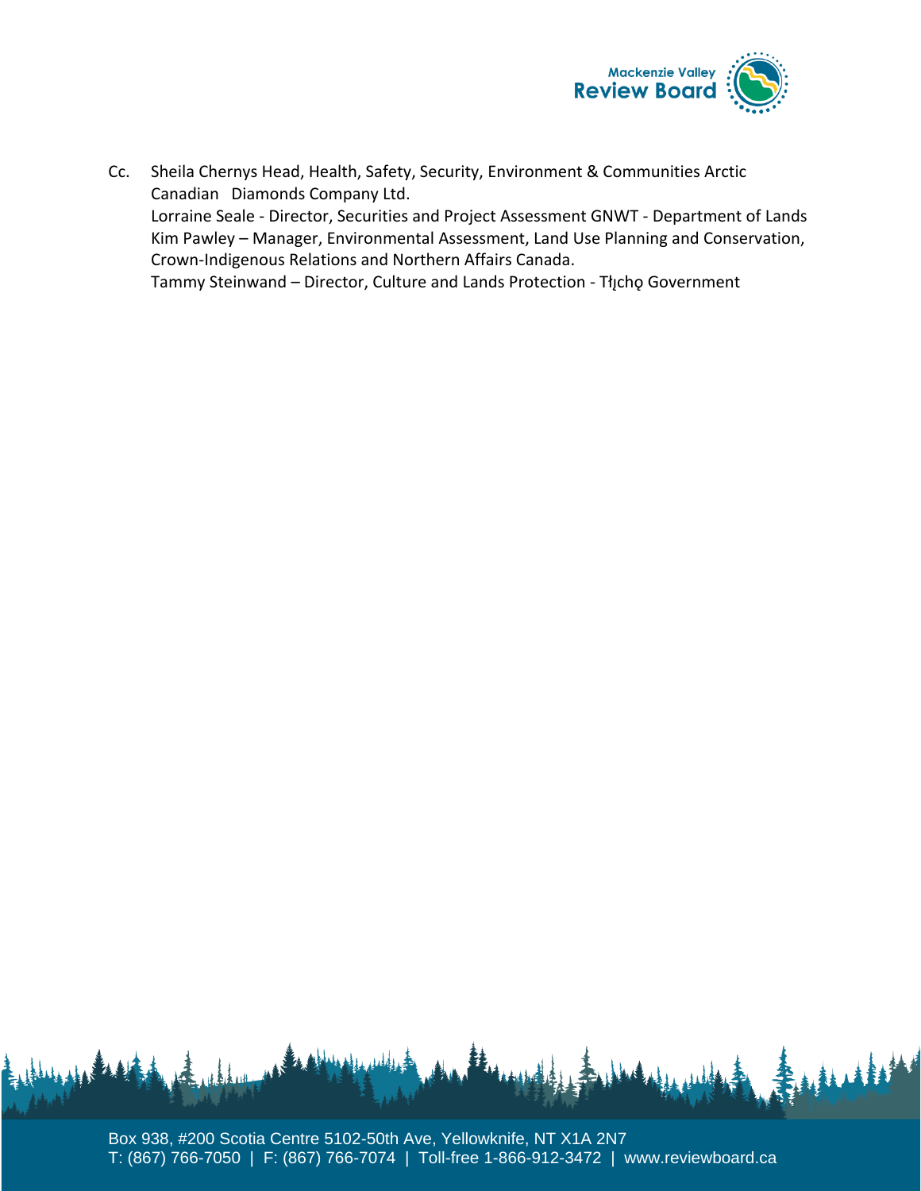Cc. Sheila Chernys Head, Health, Safety, Security, Environment & Communities Arctic Canadian Diamonds Company Ltd.
Lorraine Seale - Director, Securities and Project Assessment GNWT - Department of Lands
Kim Pawley – Manager, Environmental Assessment, Land Use Planning and Conservation, Crown-Indigenous Relations and Northern Affairs Canada.
Tammy Steinwand – Director, Culture and Lands Protection - Tłı̨chǫ Government